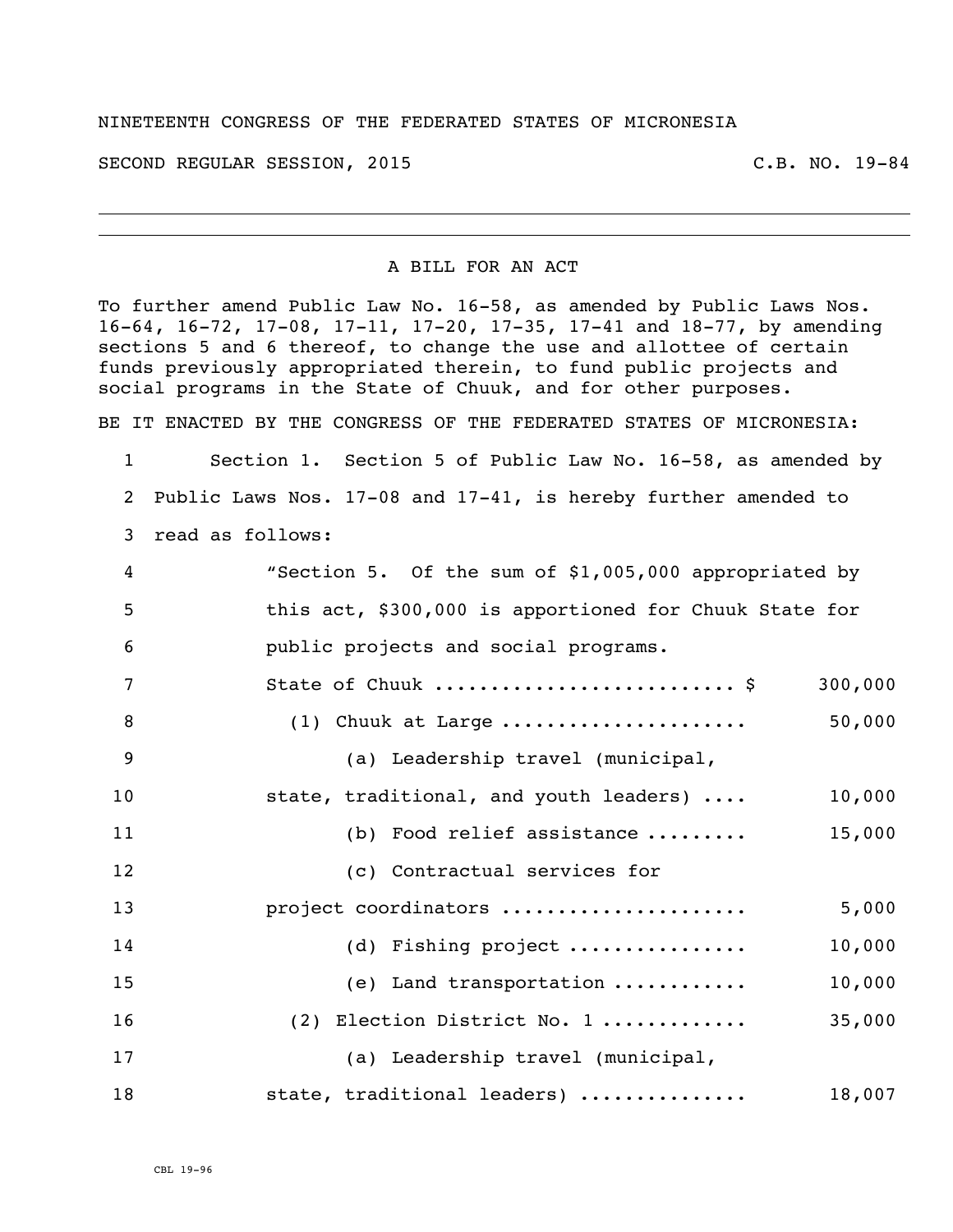NINETEENTH CONGRESS OF THE FEDERATED STATES OF MICRONESIA

SECOND REGULAR SESSION, 2015 C.B. NO. 19-84

## A BILL FOR AN ACT

To further amend Public Law No. 16-58, as amended by Public Laws Nos. 16-64, 16-72, 17-08, 17-11, 17-20, 17-35, 17-41 and 18-77, by amending sections 5 and 6 thereof, to change the use and allottee of certain funds previously appropriated therein, to fund public projects and social programs in the State of Chuuk, and for other purposes.

BE IT ENACTED BY THE CONGRESS OF THE FEDERATED STATES OF MICRONESIA:

1 Section 1. Section 5 of Public Law No. 16-58, as amended by
2 Public Laws Nos. 17-08 and 17-41, is hereby further amended to
3 read as follows:

4 "Section 5. Of the sum of $1,005,000 appropriated by
5 this act, $300,000 is apportioned for Chuuk State for
6 public projects and social programs.

7 State of Chuuk .......................... $ 300,000
8 (1) Chuuk at Large ..................... 50,000
9 (a) Leadership travel (municipal,
10 state, traditional, and youth leaders) .... 10,000
11 (b) Food relief assistance ......... 15,000
12 (c) Contractual services for
13 project coordinators ..................... 5,000
14 (d) Fishing project ................ 10,000
15 (e) Land transportation ............ 10,000
16 (2) Election District No. 1 ............ 35,000
17 (a) Leadership travel (municipal,
18 state, traditional leaders) .............. 18,007

CBL 19-96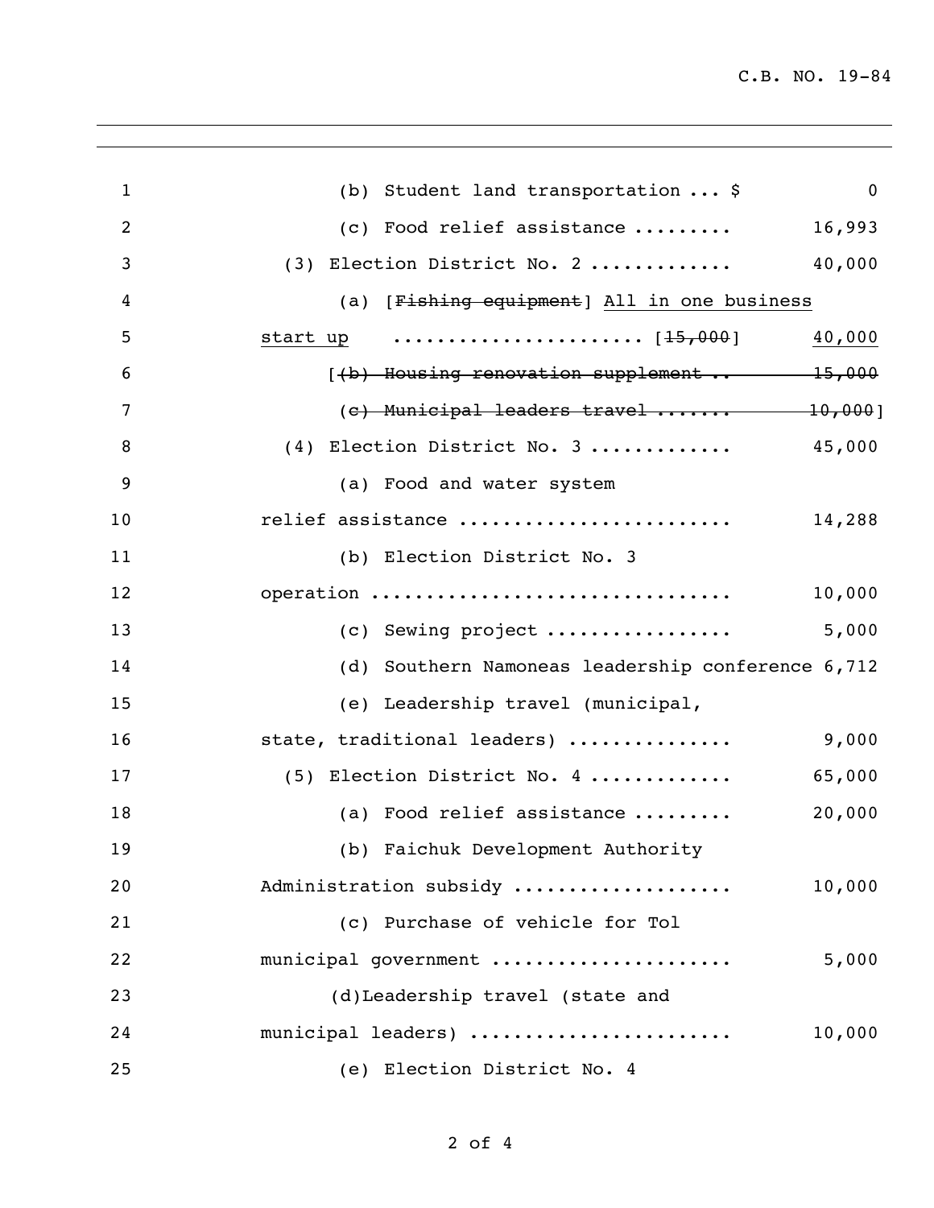(b) Student land transportation ... $ 0

(c) Food relief assistance ......... 16,993

(3) Election District No. 2 ............ 40,000

(a) [~~Fishing equipment~~] <u>All in one business start up</u> ...................... [~~15,000~~] <u>40,000</u>

[~~(b) Housing renovation supplement .. 15,000~~

~~(c) Municipal leaders travel ....... 10,000~~]

(4) Election District No. 3 ............ 45,000

(a) Food and water system relief assistance ........................ 14,288

(b) Election District No. 3 operation ................................ 10,000

(c) Sewing project ................ 5,000

(d) Southern Namoneas leadership conference 6,712

(e) Leadership travel (municipal, state, traditional leaders) .............. 9,000

(5) Election District No. 4 ............ 65,000

(a) Food relief assistance ......... 20,000

(b) Faichuk Development Authority Administration subsidy ................... 10,000

(c) Purchase of vehicle for Tol municipal government ..................... 5,000

(d)Leadership travel (state and municipal leaders) ....................... 10,000

(e) Election District No. 4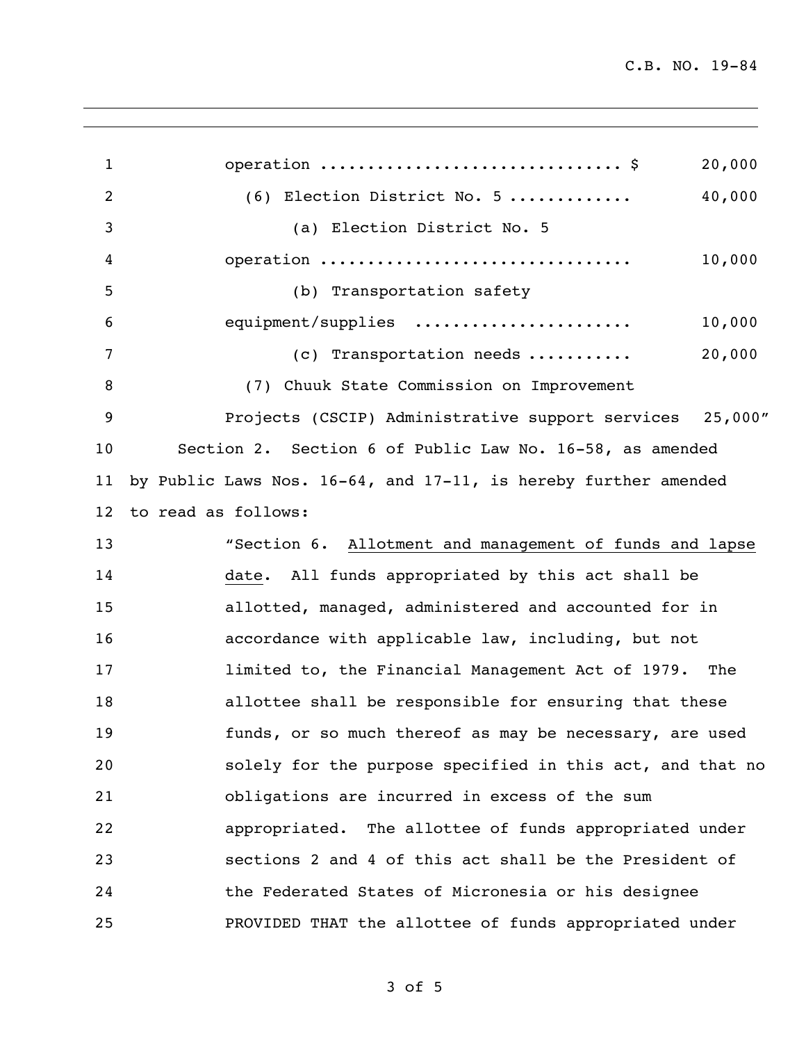operation ............................... $ 20,000

(6) Election District No. 5 ............ 40,000

(a) Election District No. 5 operation ................................ 10,000

(b) Transportation safety equipment/supplies ...................... 10,000

(c) Transportation needs ........... 20,000

(7) Chuuk State Commission on Improvement Projects (CSCIP) Administrative support services 25,000"

Section 2. Section 6 of Public Law No. 16-58, as amended by Public Laws Nos. 16-64, and 17-11, is hereby further amended to read as follows:

"Section 6. Allotment and management of funds and lapse date. All funds appropriated by this act shall be allotted, managed, administered and accounted for in accordance with applicable law, including, but not limited to, the Financial Management Act of 1979. The allottee shall be responsible for ensuring that these funds, or so much thereof as may be necessary, are used solely for the purpose specified in this act, and that no obligations are incurred in excess of the sum appropriated. The allottee of funds appropriated under sections 2 and 4 of this act shall be the President of the Federated States of Micronesia or his designee PROVIDED THAT the allottee of funds appropriated under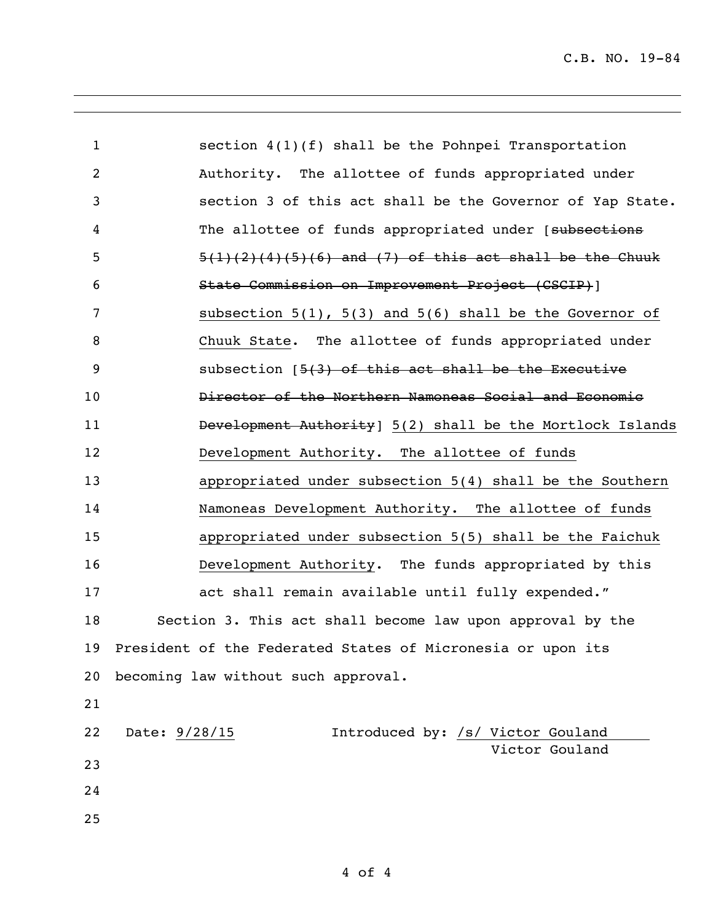section 4(1)(f) shall be the Pohnpei Transportation Authority. The allottee of funds appropriated under section 3 of this act shall be the Governor of Yap State. The allottee of funds appropriated under [~~subsections 5(1)(2)(4)(5)(6) and (7) of this act shall be the Chuuk State Commission on Improvement Project (CSCIP)~~] <u>subsection 5(1), 5(3) and 5(6) shall be the Governor of Chuuk State</u>. The allottee of funds appropriated under subsection [~~5(3) of this act shall be the Executive Director of the Northern Namoneas Social and Economic Development Authority~~] <u>5(2) shall be the Mortlock Islands Development Authority. The allottee of funds appropriated under subsection 5(4) shall be the Southern Namoneas Development Authority. The allottee of funds appropriated under subsection 5(5) shall be the Faichuk Development Authority</u>. The funds appropriated by this act shall remain available until fully expended."

Section 3. This act shall become law upon approval by the President of the Federated States of Micronesia or upon its becoming law without such approval.

Date: <u>9/28/15</u>

Introduced by: <u>/s/ Victor Gouland</u>
Victor Gouland